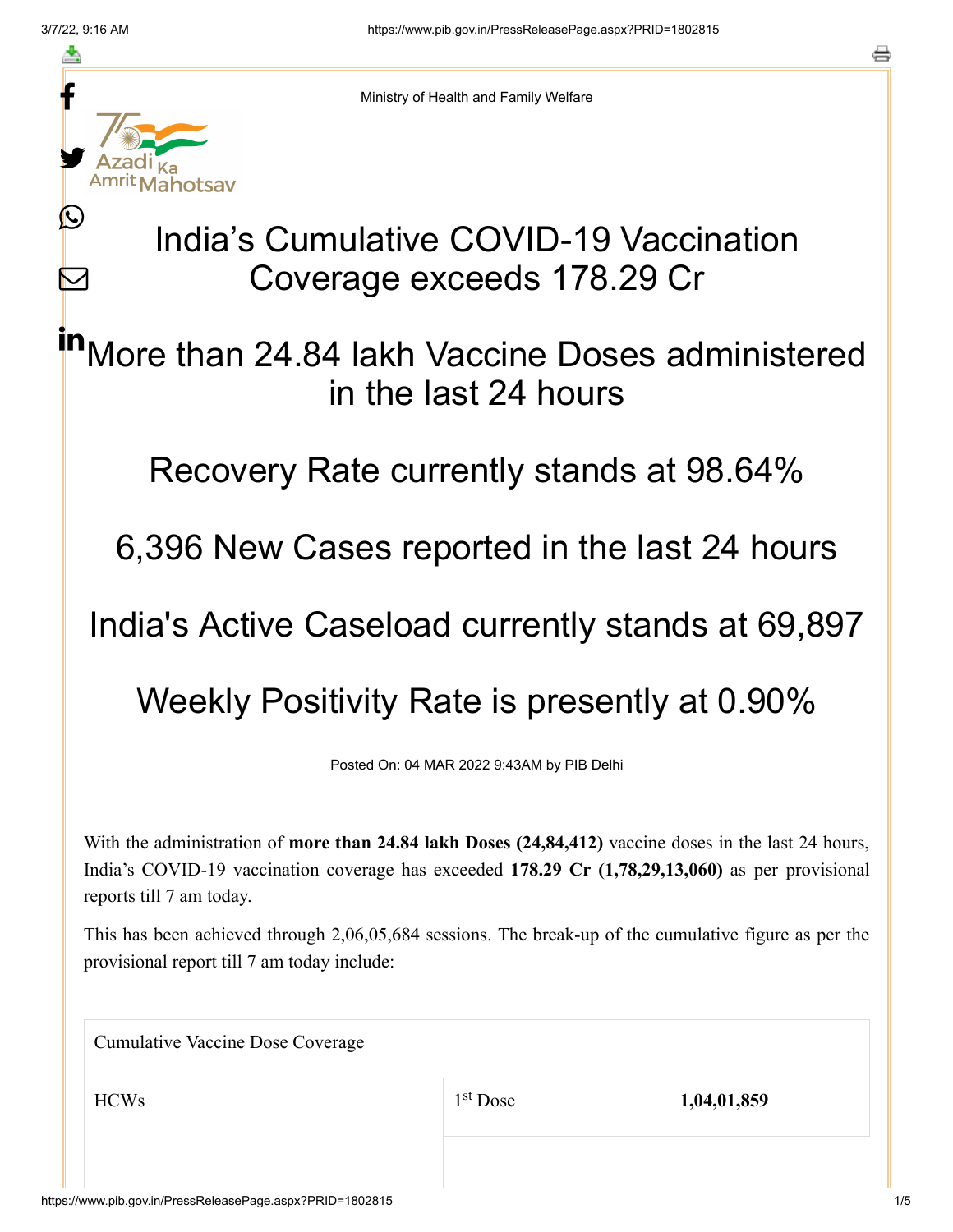Ministry of Health and Family Welfare

# India's Cumulative COVID-19 Vaccination Coverage exceeds 178.29 Cr

## More than 24.84 lakh Vaccine Doses administered in the last 24 hours

## Recovery Rate currently stands at 98.64%

## 6,396 New Cases reported in the last 24 hours

## India's Active Caseload currently stands at 69,897

## Weekly Positivity Rate is presently at 0.90%

Posted On: 04 MAR 2022 9:43AM by PIB Delhi

With the administration of **more than 24.84 lakh Doses (24,84,412)** vaccine doses in the last 24 hours, India's COVID-19 vaccination coverage has exceeded **178.29 Cr (1,78,29,13,060)** as per provisional reports till 7 am today.

This has been achieved through 2,06,05,684 sessions. The break-up of the cumulative figure as per the provisional report till 7 am today include:

| Cumulative Vaccine Dose Coverage | | |
|---|---|---|
| HCWs | 1st Dose | **1,04,01,859** |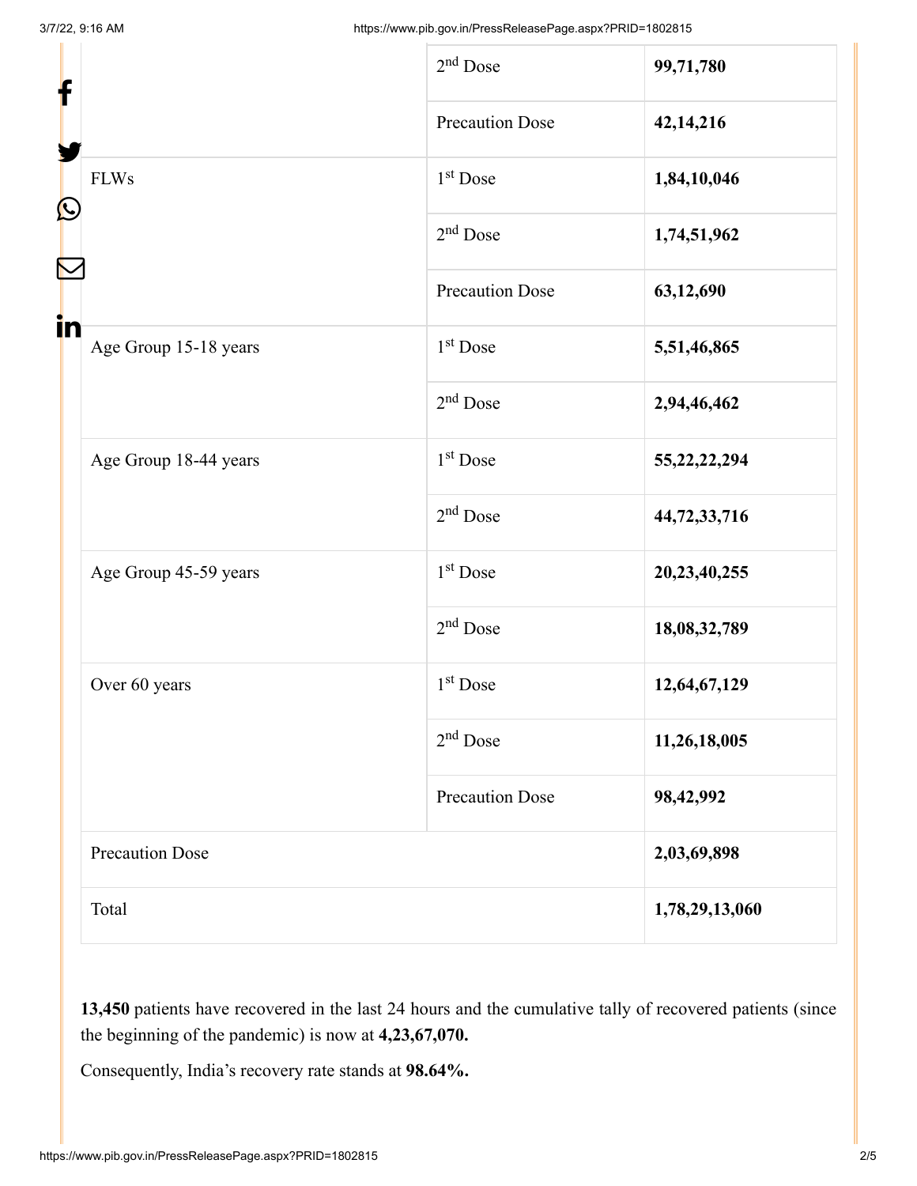| | | |
|---|---|---|
| | 2nd Dose | **99,71,780** |
| | Precaution Dose | **42,14,216** |
| FLWs | 1st Dose | **1,84,10,046** |
| | 2nd Dose | **1,74,51,962** |
| | Precaution Dose | **63,12,690** |
| Age Group 15-18 years | 1st Dose | **5,51,46,865** |
| | 2nd Dose | **2,94,46,462** |
| Age Group 18-44 years | 1st Dose | **55,22,22,294** |
| | 2nd Dose | **44,72,33,716** |
| Age Group 45-59 years | 1st Dose | **20,23,40,255** |
| | 2nd Dose | **18,08,32,789** |
| Over 60 years | 1st Dose | **12,64,67,129** |
| | 2nd Dose | **11,26,18,005** |
| | Precaution Dose | **98,42,992** |
| Precaution Dose | | **2,03,69,898** |
| Total | | **1,78,29,13,060** |

**13,450** patients have recovered in the last 24 hours and the cumulative tally of recovered patients (since the beginning of the pandemic) is now at **4,23,67,070.**

Consequently, India's recovery rate stands at **98.64%.**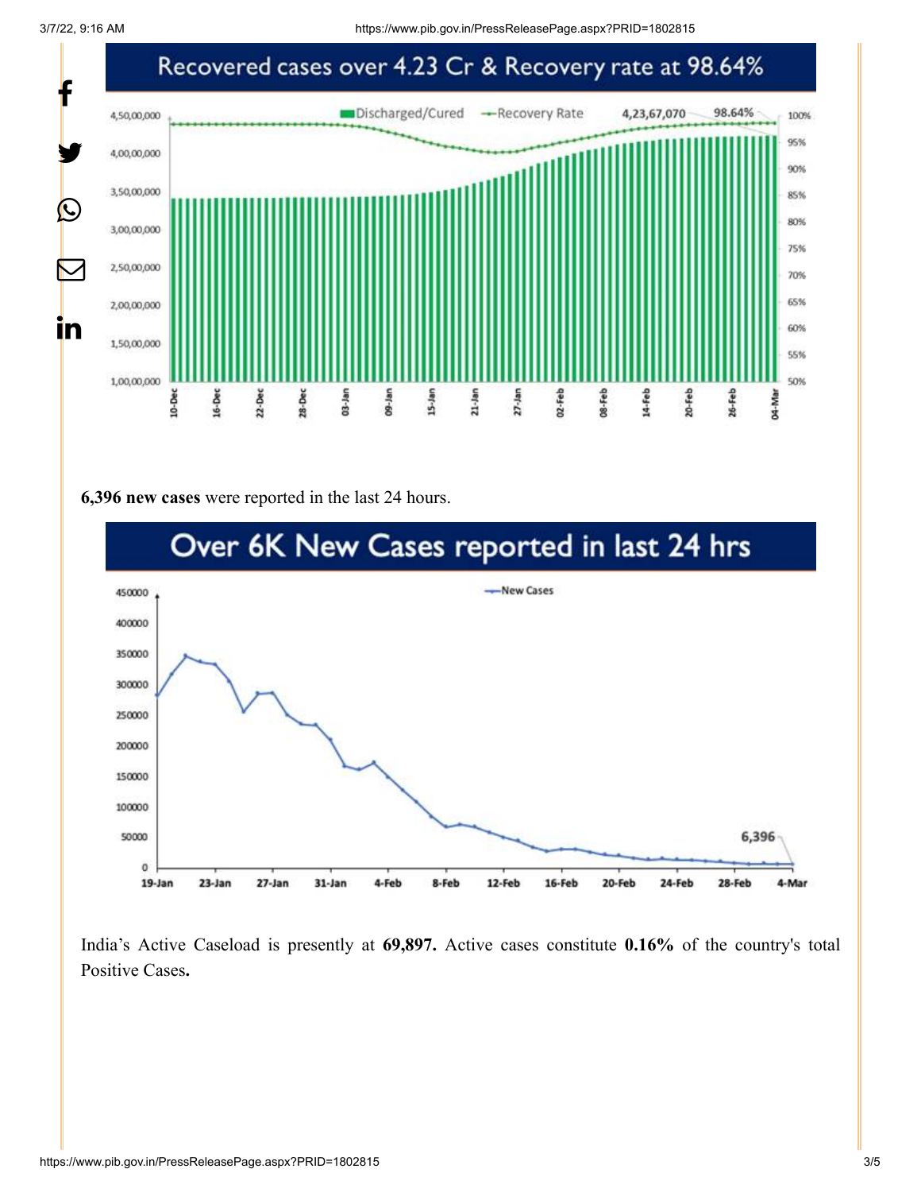Recovered cases over 4.23 Cr & Recovery rate at 98.64%

**6,396 new cases** were reported in the last 24 hours.

Over 6K New Cases reported in last 24 hrs

India's Active Caseload is presently at **69,897.** Active cases constitute **0.16%** of the country's total Positive Cases**.**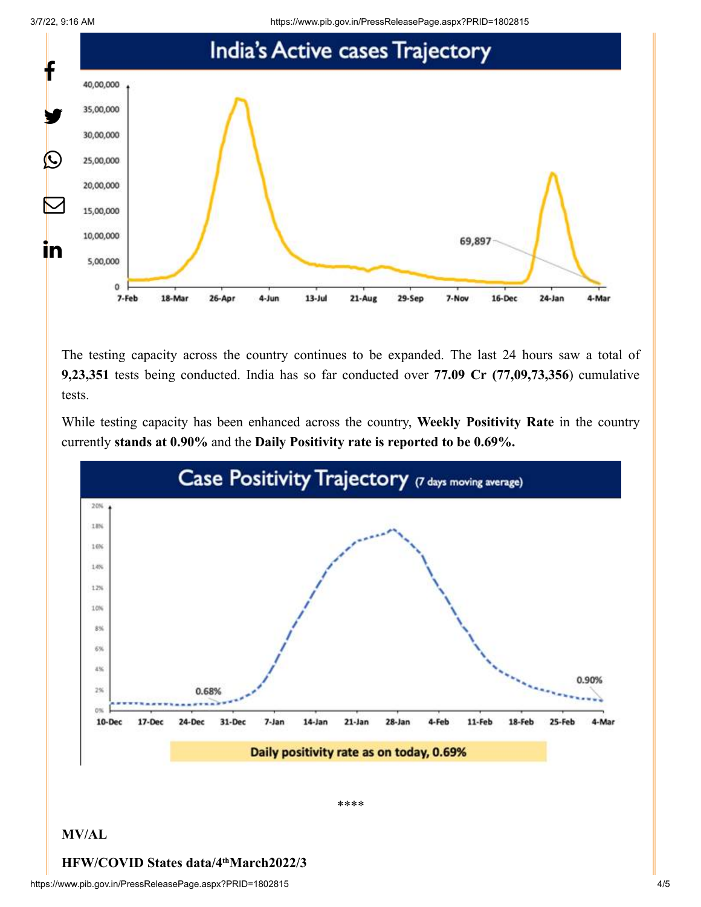## India's Active cases Trajectory

The testing capacity across the country continues to be expanded. The last 24 hours saw a total of **9,23,351** tests being conducted. India has so far conducted over **77.09 Cr (77,09,73,356**) cumulative tests.

While testing capacity has been enhanced across the country, **Weekly Positivity Rate** in the country currently **stands at 0.90%** and the **Daily Positivity rate is reported to be 0.69%.**

## Case Positivity Trajectory (7 days moving average)

Daily positivity rate as on today, 0.69%

\*\*\*\*

**MV/AL**

**HFW/COVID States data/4th March2022/3**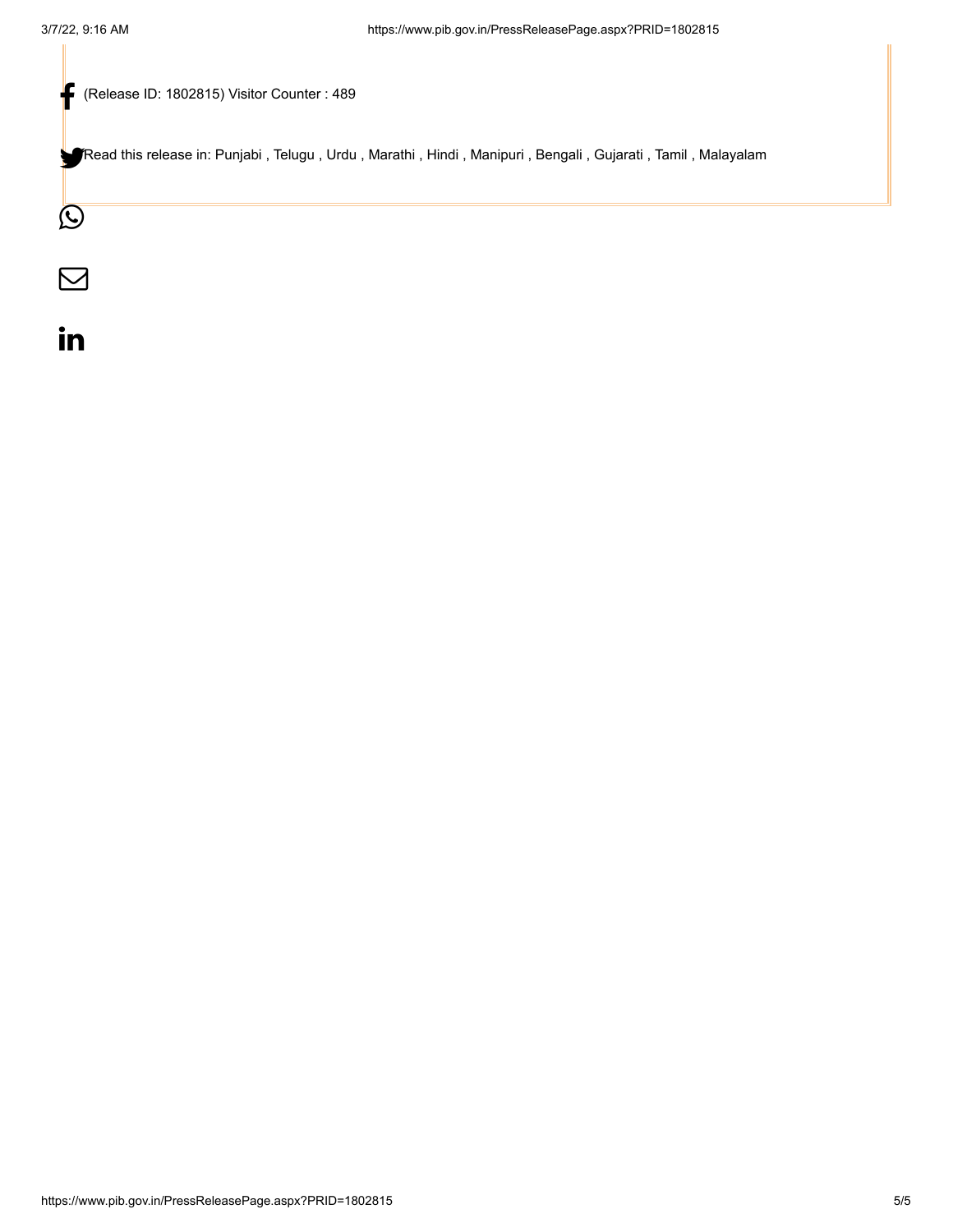(Release ID: 1802815) Visitor Counter : 489

Read this release in: Punjabi , Telugu , Urdu , Marathi , Hindi , Manipuri , Bengali , Gujarati , Tamil , Malayalam